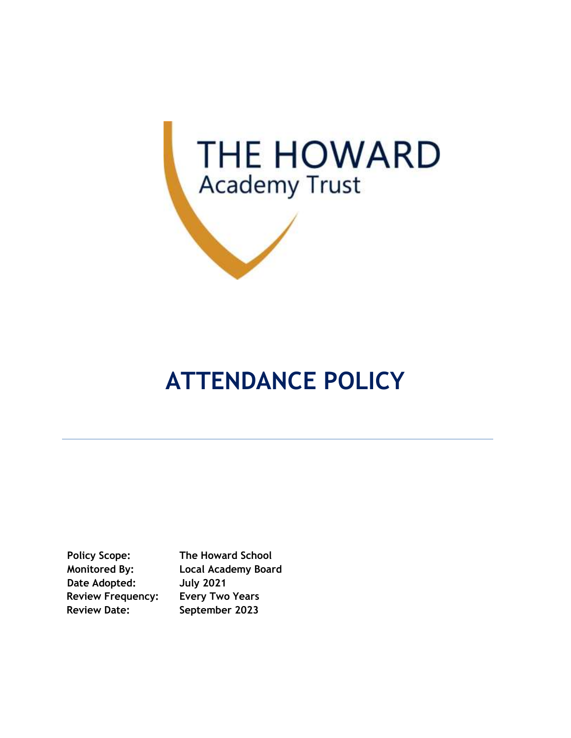THE HOWARD
Academy Trust

# ATTENDANCE POLICY

---

| | |
|---|---|
| **Policy Scope:** | **The Howard School** |
| **Monitored By:** | **Local Academy Board** |
| **Date Adopted:** | **July 2021** |
| **Review Frequency:** | **Every Two Years** |
| **Review Date:** | **September 2023** |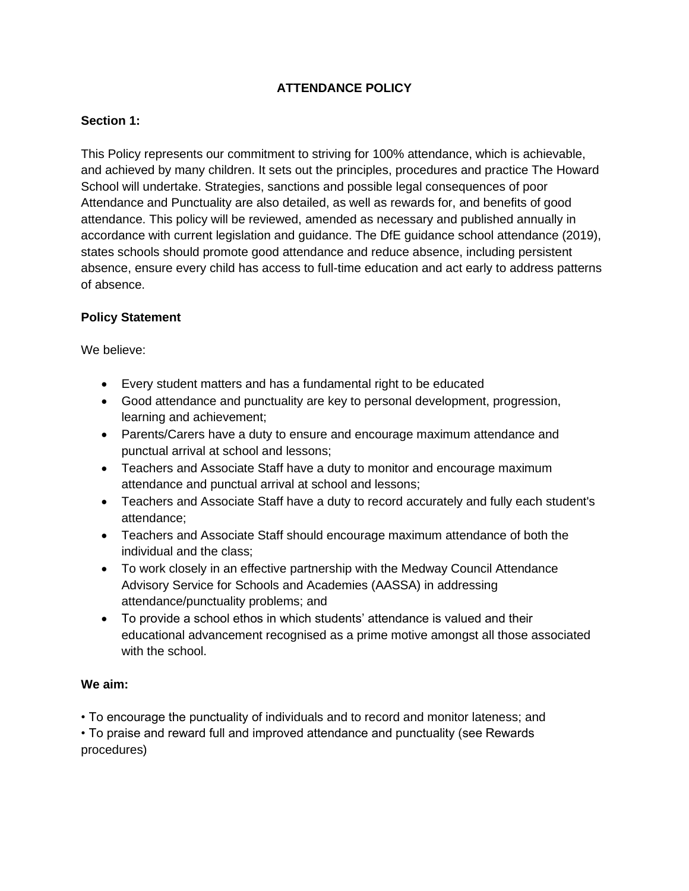# ATTENDANCE POLICY

## Section 1:

This Policy represents our commitment to striving for 100% attendance, which is achievable, and achieved by many children. It sets out the principles, procedures and practice The Howard School will undertake. Strategies, sanctions and possible legal consequences of poor Attendance and Punctuality are also detailed, as well as rewards for, and benefits of good attendance. This policy will be reviewed, amended as necessary and published annually in accordance with current legislation and guidance. The DfE guidance school attendance (2019), states schools should promote good attendance and reduce absence, including persistent absence, ensure every child has access to full-time education and act early to address patterns of absence.

### Policy Statement

We believe:

- Every student matters and has a fundamental right to be educated
- Good attendance and punctuality are key to personal development, progression, learning and achievement;
- Parents/Carers have a duty to ensure and encourage maximum attendance and punctual arrival at school and lessons;
- Teachers and Associate Staff have a duty to monitor and encourage maximum attendance and punctual arrival at school and lessons;
- Teachers and Associate Staff have a duty to record accurately and fully each student's attendance;
- Teachers and Associate Staff should encourage maximum attendance of both the individual and the class;
- To work closely in an effective partnership with the Medway Council Attendance Advisory Service for Schools and Academies (AASSA) in addressing attendance/punctuality problems; and
- To provide a school ethos in which students' attendance is valued and their educational advancement recognised as a prime motive amongst all those associated with the school.

### We aim:

- To encourage the punctuality of individuals and to record and monitor lateness; and
- To praise and reward full and improved attendance and punctuality (see Rewards procedures)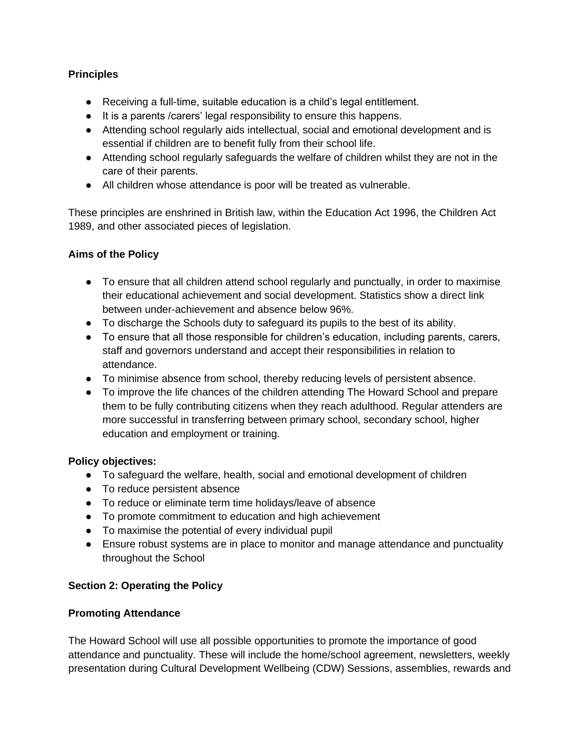**Principles**

- Receiving a full-time, suitable education is a child's legal entitlement.
- It is a parents /carers' legal responsibility to ensure this happens.
- Attending school regularly aids intellectual, social and emotional development and is essential if children are to benefit fully from their school life.
- Attending school regularly safeguards the welfare of children whilst they are not in the care of their parents.
- All children whose attendance is poor will be treated as vulnerable.

These principles are enshrined in British law, within the Education Act 1996, the Children Act 1989, and other associated pieces of legislation.

**Aims of the Policy**

- To ensure that all children attend school regularly and punctually, in order to maximise their educational achievement and social development. Statistics show a direct link between under-achievement and absence below 96%.
- To discharge the Schools duty to safeguard its pupils to the best of its ability.
- To ensure that all those responsible for children's education, including parents, carers, staff and governors understand and accept their responsibilities in relation to attendance.
- To minimise absence from school, thereby reducing levels of persistent absence.
- To improve the life chances of the children attending The Howard School and prepare them to be fully contributing citizens when they reach adulthood. Regular attenders are more successful in transferring between primary school, secondary school, higher education and employment or training.

**Policy objectives:**

- To safeguard the welfare, health, social and emotional development of children
- To reduce persistent absence
- To reduce or eliminate term time holidays/leave of absence
- To promote commitment to education and high achievement
- To maximise the potential of every individual pupil
- Ensure robust systems are in place to monitor and manage attendance and punctuality throughout the School

**Section 2: Operating the Policy**

**Promoting Attendance**

The Howard School will use all possible opportunities to promote the importance of good attendance and punctuality. These will include the home/school agreement, newsletters, weekly presentation during Cultural Development Wellbeing (CDW) Sessions, assemblies, rewards and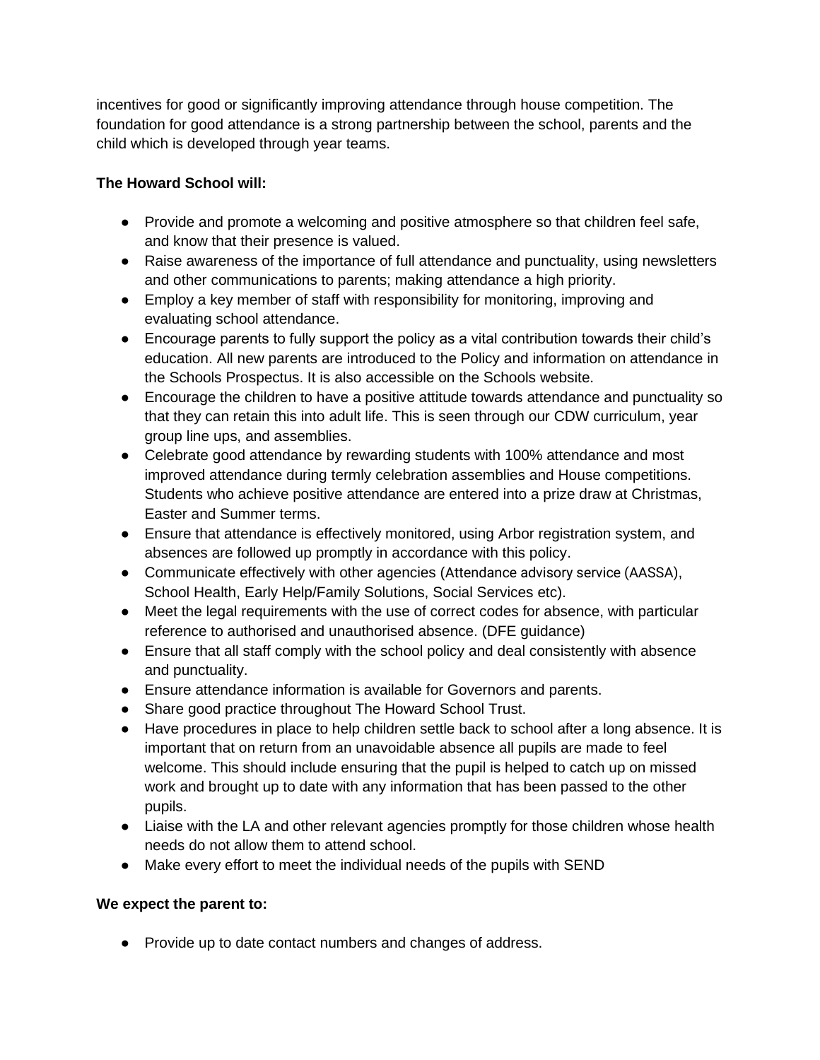incentives for good or significantly improving attendance through house competition. The foundation for good attendance is a strong partnership between the school, parents and the child which is developed through year teams.

**The Howard School will:**

- Provide and promote a welcoming and positive atmosphere so that children feel safe, and know that their presence is valued.
- Raise awareness of the importance of full attendance and punctuality, using newsletters and other communications to parents; making attendance a high priority.
- Employ a key member of staff with responsibility for monitoring, improving and evaluating school attendance.
- Encourage parents to fully support the policy as a vital contribution towards their child's education. All new parents are introduced to the Policy and information on attendance in the Schools Prospectus. It is also accessible on the Schools website.
- Encourage the children to have a positive attitude towards attendance and punctuality so that they can retain this into adult life. This is seen through our CDW curriculum, year group line ups, and assemblies.
- Celebrate good attendance by rewarding students with 100% attendance and most improved attendance during termly celebration assemblies and House competitions. Students who achieve positive attendance are entered into a prize draw at Christmas, Easter and Summer terms.
- Ensure that attendance is effectively monitored, using Arbor registration system, and absences are followed up promptly in accordance with this policy.
- Communicate effectively with other agencies (Attendance advisory service (AASSA), School Health, Early Help/Family Solutions, Social Services etc).
- Meet the legal requirements with the use of correct codes for absence, with particular reference to authorised and unauthorised absence. (DFE guidance)
- Ensure that all staff comply with the school policy and deal consistently with absence and punctuality.
- Ensure attendance information is available for Governors and parents.
- Share good practice throughout The Howard School Trust.
- Have procedures in place to help children settle back to school after a long absence. It is important that on return from an unavoidable absence all pupils are made to feel welcome. This should include ensuring that the pupil is helped to catch up on missed work and brought up to date with any information that has been passed to the other pupils.
- Liaise with the LA and other relevant agencies promptly for those children whose health needs do not allow them to attend school.
- Make every effort to meet the individual needs of the pupils with SEND

**We expect the parent to:**

- Provide up to date contact numbers and changes of address.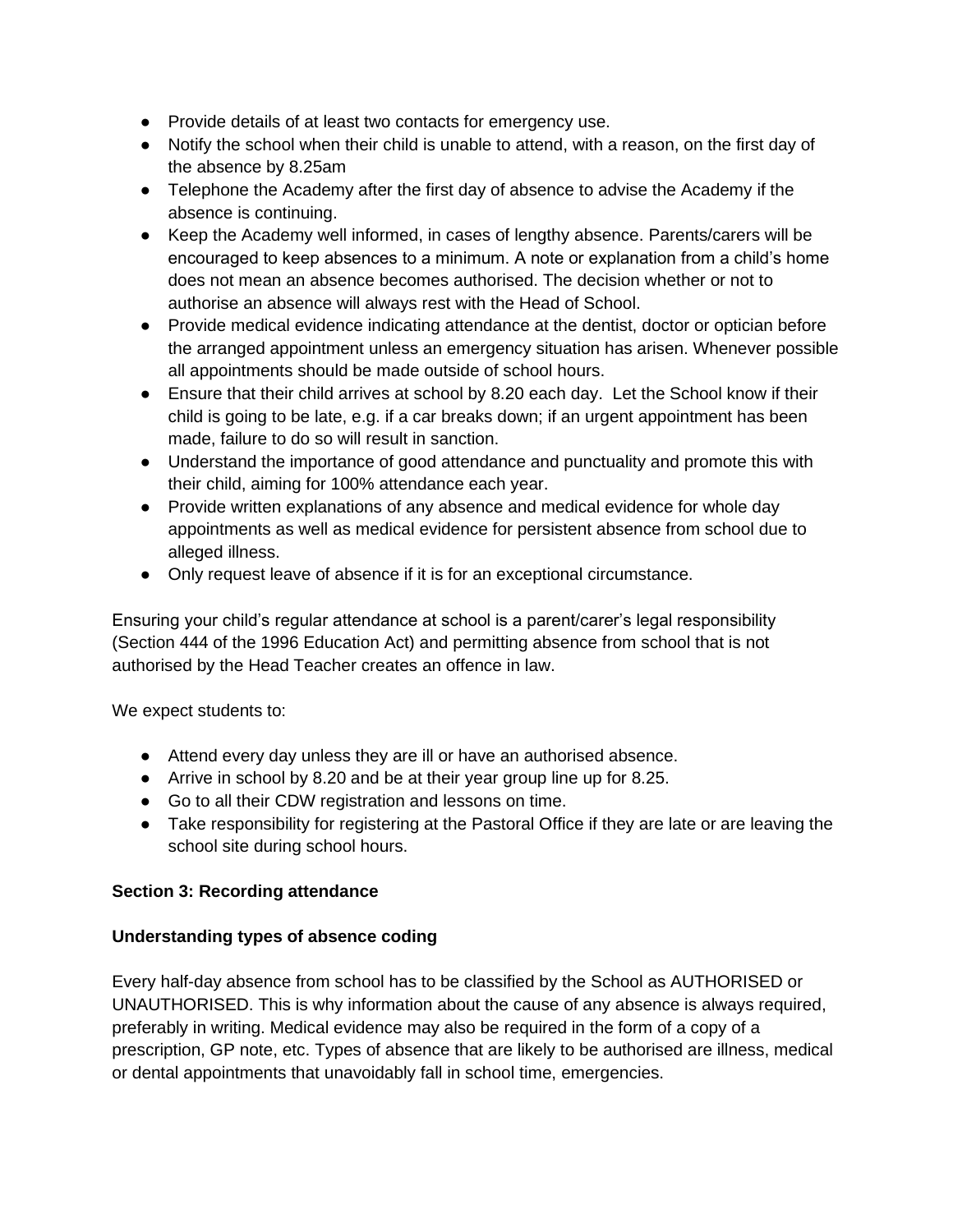- Provide details of at least two contacts for emergency use.
- Notify the school when their child is unable to attend, with a reason, on the first day of the absence by 8.25am
- Telephone the Academy after the first day of absence to advise the Academy if the absence is continuing.
- Keep the Academy well informed, in cases of lengthy absence. Parents/carers will be encouraged to keep absences to a minimum. A note or explanation from a child's home does not mean an absence becomes authorised. The decision whether or not to authorise an absence will always rest with the Head of School.
- Provide medical evidence indicating attendance at the dentist, doctor or optician before the arranged appointment unless an emergency situation has arisen. Whenever possible all appointments should be made outside of school hours.
- Ensure that their child arrives at school by 8.20 each day. Let the School know if their child is going to be late, e.g. if a car breaks down; if an urgent appointment has been made, failure to do so will result in sanction.
- Understand the importance of good attendance and punctuality and promote this with their child, aiming for 100% attendance each year.
- Provide written explanations of any absence and medical evidence for whole day appointments as well as medical evidence for persistent absence from school due to alleged illness.
- Only request leave of absence if it is for an exceptional circumstance.

Ensuring your child's regular attendance at school is a parent/carer's legal responsibility (Section 444 of the 1996 Education Act) and permitting absence from school that is not authorised by the Head Teacher creates an offence in law.

We expect students to:

- Attend every day unless they are ill or have an authorised absence.
- Arrive in school by 8.20 and be at their year group line up for 8.25.
- Go to all their CDW registration and lessons on time.
- Take responsibility for registering at the Pastoral Office if they are late or are leaving the school site during school hours.

**Section 3: Recording attendance**

**Understanding types of absence coding**

Every half-day absence from school has to be classified by the School as AUTHORISED or UNAUTHORISED. This is why information about the cause of any absence is always required, preferably in writing. Medical evidence may also be required in the form of a copy of a prescription, GP note, etc. Types of absence that are likely to be authorised are illness, medical or dental appointments that unavoidably fall in school time, emergencies.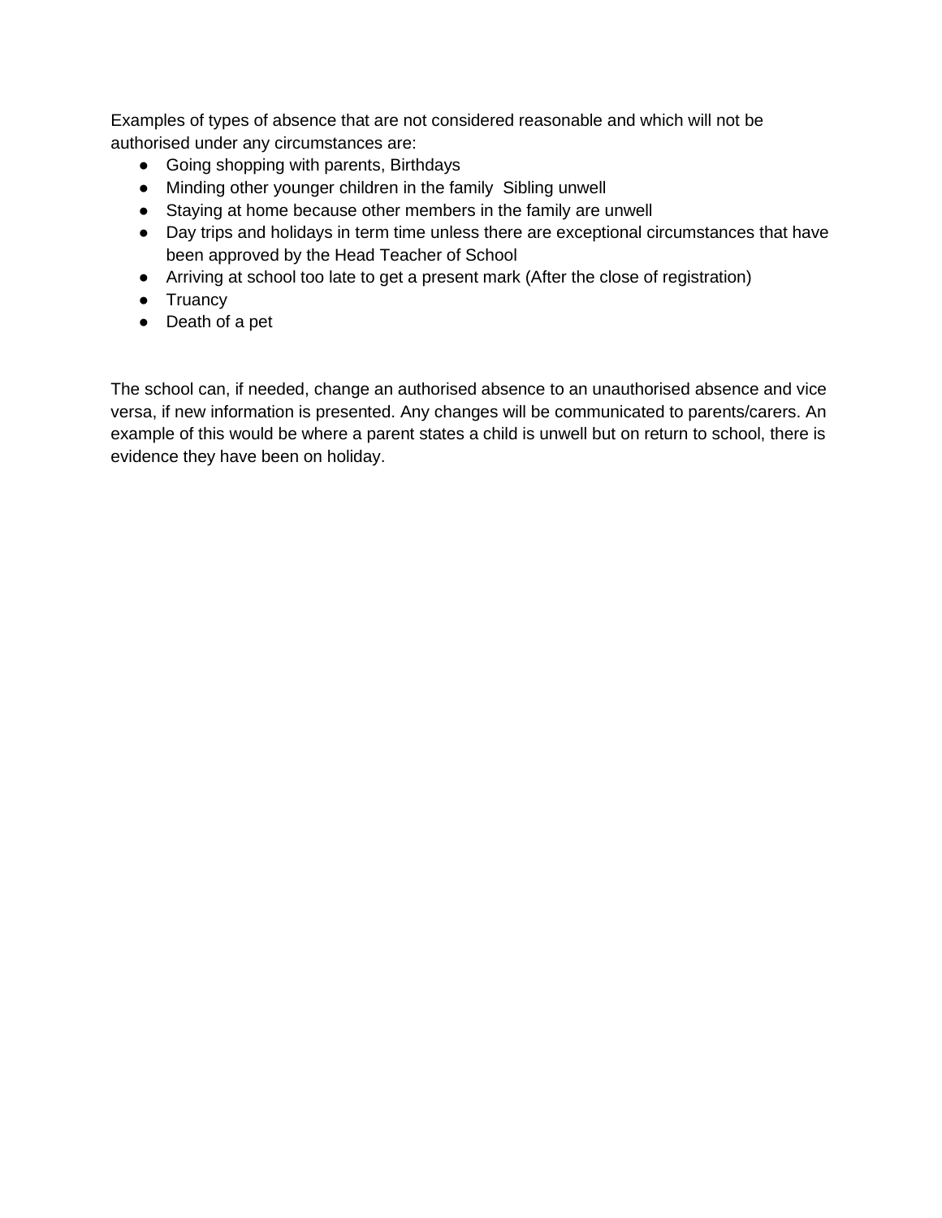Examples of types of absence that are not considered reasonable and which will not be authorised under any circumstances are:

- Going shopping with parents, Birthdays
- Minding other younger children in the family  Sibling unwell
- Staying at home because other members in the family are unwell
- Day trips and holidays in term time unless there are exceptional circumstances that have been approved by the Head Teacher of School
- Arriving at school too late to get a present mark (After the close of registration)
- Truancy
- Death of a pet

The school can, if needed, change an authorised absence to an unauthorised absence and vice versa, if new information is presented. Any changes will be communicated to parents/carers. An example of this would be where a parent states a child is unwell but on return to school, there is evidence they have been on holiday.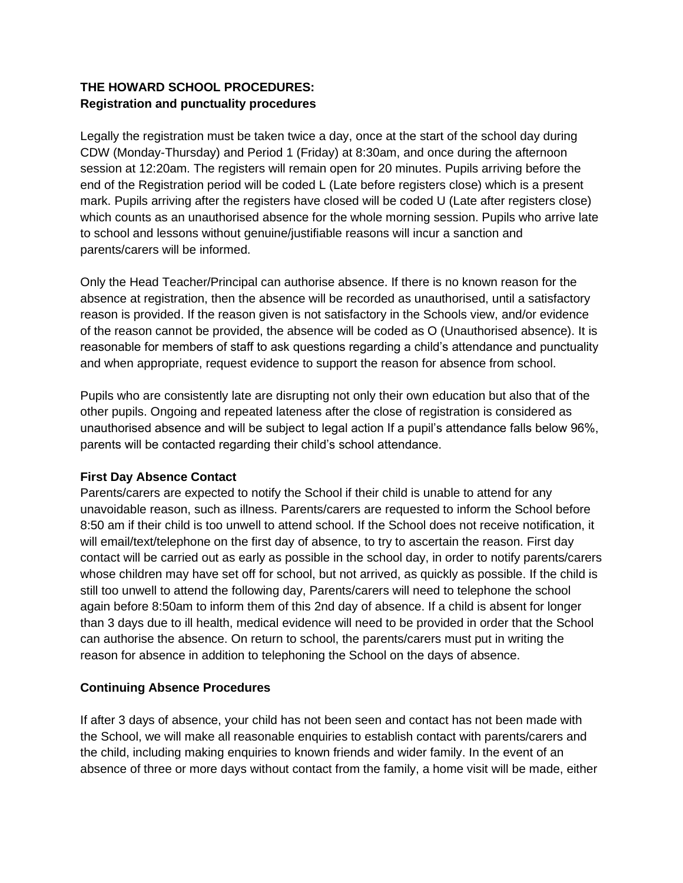**THE HOWARD SCHOOL PROCEDURES:**
**Registration and punctuality procedures**

Legally the registration must be taken twice a day, once at the start of the school day during CDW (Monday-Thursday) and Period 1 (Friday) at 8:30am, and once during the afternoon session at 12:20am. The registers will remain open for 20 minutes. Pupils arriving before the end of the Registration period will be coded L (Late before registers close) which is a present mark. Pupils arriving after the registers have closed will be coded U (Late after registers close) which counts as an unauthorised absence for the whole morning session. Pupils who arrive late to school and lessons without genuine/justifiable reasons will incur a sanction and parents/carers will be informed.

Only the Head Teacher/Principal can authorise absence. If there is no known reason for the absence at registration, then the absence will be recorded as unauthorised, until a satisfactory reason is provided. If the reason given is not satisfactory in the Schools view, and/or evidence of the reason cannot be provided, the absence will be coded as O (Unauthorised absence). It is reasonable for members of staff to ask questions regarding a child's attendance and punctuality and when appropriate, request evidence to support the reason for absence from school.

Pupils who are consistently late are disrupting not only their own education but also that of the other pupils. Ongoing and repeated lateness after the close of registration is considered as unauthorised absence and will be subject to legal action If a pupil's attendance falls below 96%, parents will be contacted regarding their child's school attendance.

**First Day Absence Contact**
Parents/carers are expected to notify the School if their child is unable to attend for any unavoidable reason, such as illness. Parents/carers are requested to inform the School before 8:50 am if their child is too unwell to attend school. If the School does not receive notification, it will email/text/telephone on the first day of absence, to try to ascertain the reason. First day contact will be carried out as early as possible in the school day, in order to notify parents/carers whose children may have set off for school, but not arrived, as quickly as possible. If the child is still too unwell to attend the following day, Parents/carers will need to telephone the school again before 8:50am to inform them of this 2nd day of absence. If a child is absent for longer than 3 days due to ill health, medical evidence will need to be provided in order that the School can authorise the absence. On return to school, the parents/carers must put in writing the reason for absence in addition to telephoning the School on the days of absence.

**Continuing Absence Procedures**

If after 3 days of absence, your child has not been seen and contact has not been made with the School, we will make all reasonable enquiries to establish contact with parents/carers and the child, including making enquiries to known friends and wider family. In the event of an absence of three or more days without contact from the family, a home visit will be made, either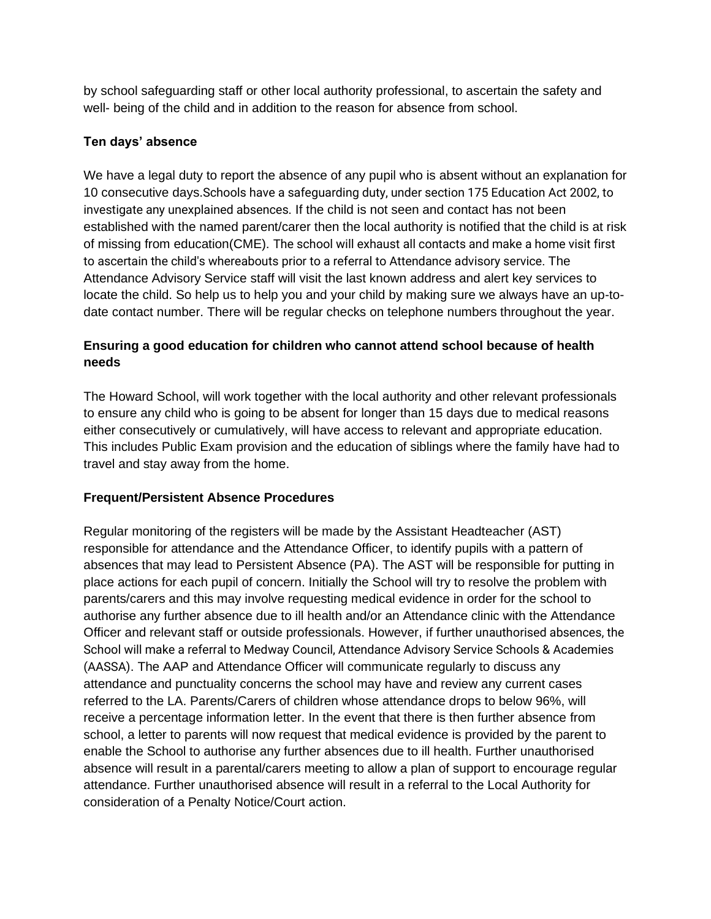by school safeguarding staff or other local authority professional, to ascertain the safety and well- being of the child and in addition to the reason for absence from school.

**Ten days' absence**

We have a legal duty to report the absence of any pupil who is absent without an explanation for 10 consecutive days.Schools have a safeguarding duty, under section 175 Education Act 2002, to investigate any unexplained absences. If the child is not seen and contact has not been established with the named parent/carer then the local authority is notified that the child is at risk of missing from education(CME). The school will exhaust all contacts and make a home visit first to ascertain the child's whereabouts prior to a referral to Attendance advisory service. The Attendance Advisory Service staff will visit the last known address and alert key services to locate the child. So help us to help you and your child by making sure we always have an up-to-date contact number. There will be regular checks on telephone numbers throughout the year.

**Ensuring a good education for children who cannot attend school because of health needs**

The Howard School, will work together with the local authority and other relevant professionals to ensure any child who is going to be absent for longer than 15 days due to medical reasons either consecutively or cumulatively, will have access to relevant and appropriate education. This includes Public Exam provision and the education of siblings where the family have had to travel and stay away from the home.

**Frequent/Persistent Absence Procedures**

Regular monitoring of the registers will be made by the Assistant Headteacher (AST) responsible for attendance and the Attendance Officer, to identify pupils with a pattern of absences that may lead to Persistent Absence (PA). The AST will be responsible for putting in place actions for each pupil of concern. Initially the School will try to resolve the problem with parents/carers and this may involve requesting medical evidence in order for the school to authorise any further absence due to ill health and/or an Attendance clinic with the Attendance Officer and relevant staff or outside professionals. However, if further unauthorised absences, the School will make a referral to Medway Council, Attendance Advisory Service Schools & Academies (AASSA). The AAP and Attendance Officer will communicate regularly to discuss any attendance and punctuality concerns the school may have and review any current cases referred to the LA. Parents/Carers of children whose attendance drops to below 96%, will receive a percentage information letter. In the event that there is then further absence from school, a letter to parents will now request that medical evidence is provided by the parent to enable the School to authorise any further absences due to ill health. Further unauthorised absence will result in a parental/carers meeting to allow a plan of support to encourage regular attendance. Further unauthorised absence will result in a referral to the Local Authority for consideration of a Penalty Notice/Court action.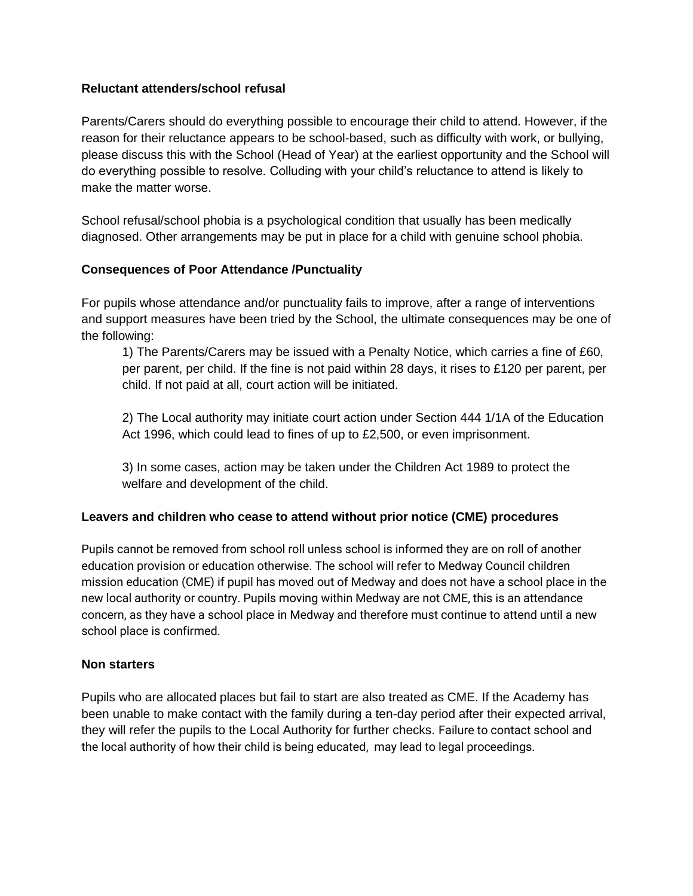**Reluctant attenders/school refusal**

Parents/Carers should do everything possible to encourage their child to attend. However, if the reason for their reluctance appears to be school-based, such as difficulty with work, or bullying, please discuss this with the School (Head of Year) at the earliest opportunity and the School will do everything possible to resolve. Colluding with your child's reluctance to attend is likely to make the matter worse.

School refusal/school phobia is a psychological condition that usually has been medically diagnosed. Other arrangements may be put in place for a child with genuine school phobia.

**Consequences of Poor Attendance /Punctuality**

For pupils whose attendance and/or punctuality fails to improve, after a range of interventions and support measures have been tried by the School, the ultimate consequences may be one of the following:

1) The Parents/Carers may be issued with a Penalty Notice, which carries a fine of £60, per parent, per child. If the fine is not paid within 28 days, it rises to £120 per parent, per child. If not paid at all, court action will be initiated.

2) The Local authority may initiate court action under Section 444 1/1A of the Education Act 1996, which could lead to fines of up to £2,500, or even imprisonment.

3) In some cases, action may be taken under the Children Act 1989 to protect the welfare and development of the child.

**Leavers and children who cease to attend without prior notice (CME) procedures**

Pupils cannot be removed from school roll unless school is informed they are on roll of another education provision or education otherwise. The school will refer to Medway Council children mission education (CME) if pupil has moved out of Medway and does not have a school place in the new local authority or country. Pupils moving within Medway are not CME, this is an attendance concern, as they have a school place in Medway and therefore must continue to attend until a new school place is confirmed.

**Non starters**

Pupils who are allocated places but fail to start are also treated as CME. If the Academy has been unable to make contact with the family during a ten-day period after their expected arrival, they will refer the pupils to the Local Authority for further checks. Failure to contact school and the local authority of how their child is being educated, may lead to legal proceedings.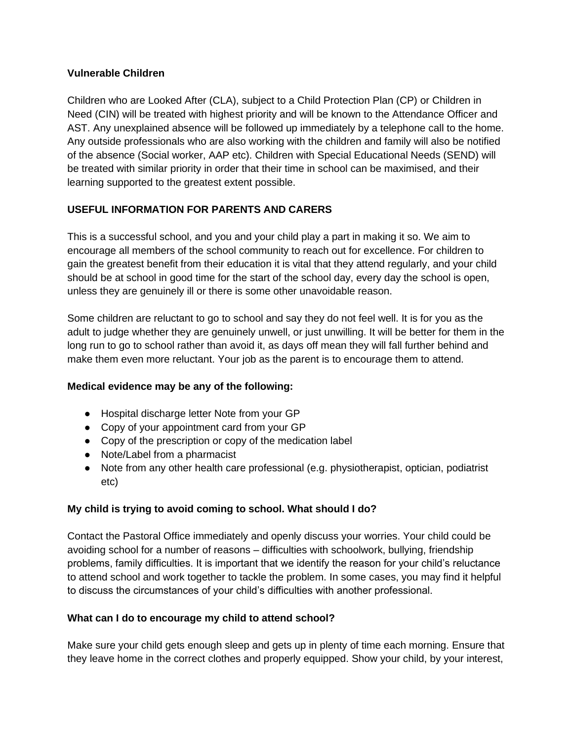**Vulnerable Children**

Children who are Looked After (CLA), subject to a Child Protection Plan (CP) or Children in Need (CIN) will be treated with highest priority and will be known to the Attendance Officer and AST. Any unexplained absence will be followed up immediately by a telephone call to the home. Any outside professionals who are also working with the children and family will also be notified of the absence (Social worker, AAP etc). Children with Special Educational Needs (SEND) will be treated with similar priority in order that their time in school can be maximised, and their learning supported to the greatest extent possible.

**USEFUL INFORMATION FOR PARENTS AND CARERS**

This is a successful school, and you and your child play a part in making it so. We aim to encourage all members of the school community to reach out for excellence. For children to gain the greatest benefit from their education it is vital that they attend regularly, and your child should be at school in good time for the start of the school day, every day the school is open, unless they are genuinely ill or there is some other unavoidable reason.

Some children are reluctant to go to school and say they do not feel well. It is for you as the adult to judge whether they are genuinely unwell, or just unwilling. It will be better for them in the long run to go to school rather than avoid it, as days off mean they will fall further behind and make them even more reluctant. Your job as the parent is to encourage them to attend.

**Medical evidence may be any of the following:**

- Hospital discharge letter Note from your GP
- Copy of your appointment card from your GP
- Copy of the prescription or copy of the medication label
- Note/Label from a pharmacist
- Note from any other health care professional (e.g. physiotherapist, optician, podiatrist etc)

**My child is trying to avoid coming to school. What should I do?**

Contact the Pastoral Office immediately and openly discuss your worries. Your child could be avoiding school for a number of reasons – difficulties with schoolwork, bullying, friendship problems, family difficulties. It is important that we identify the reason for your child's reluctance to attend school and work together to tackle the problem. In some cases, you may find it helpful to discuss the circumstances of your child's difficulties with another professional.

**What can I do to encourage my child to attend school?**

Make sure your child gets enough sleep and gets up in plenty of time each morning. Ensure that they leave home in the correct clothes and properly equipped. Show your child, by your interest,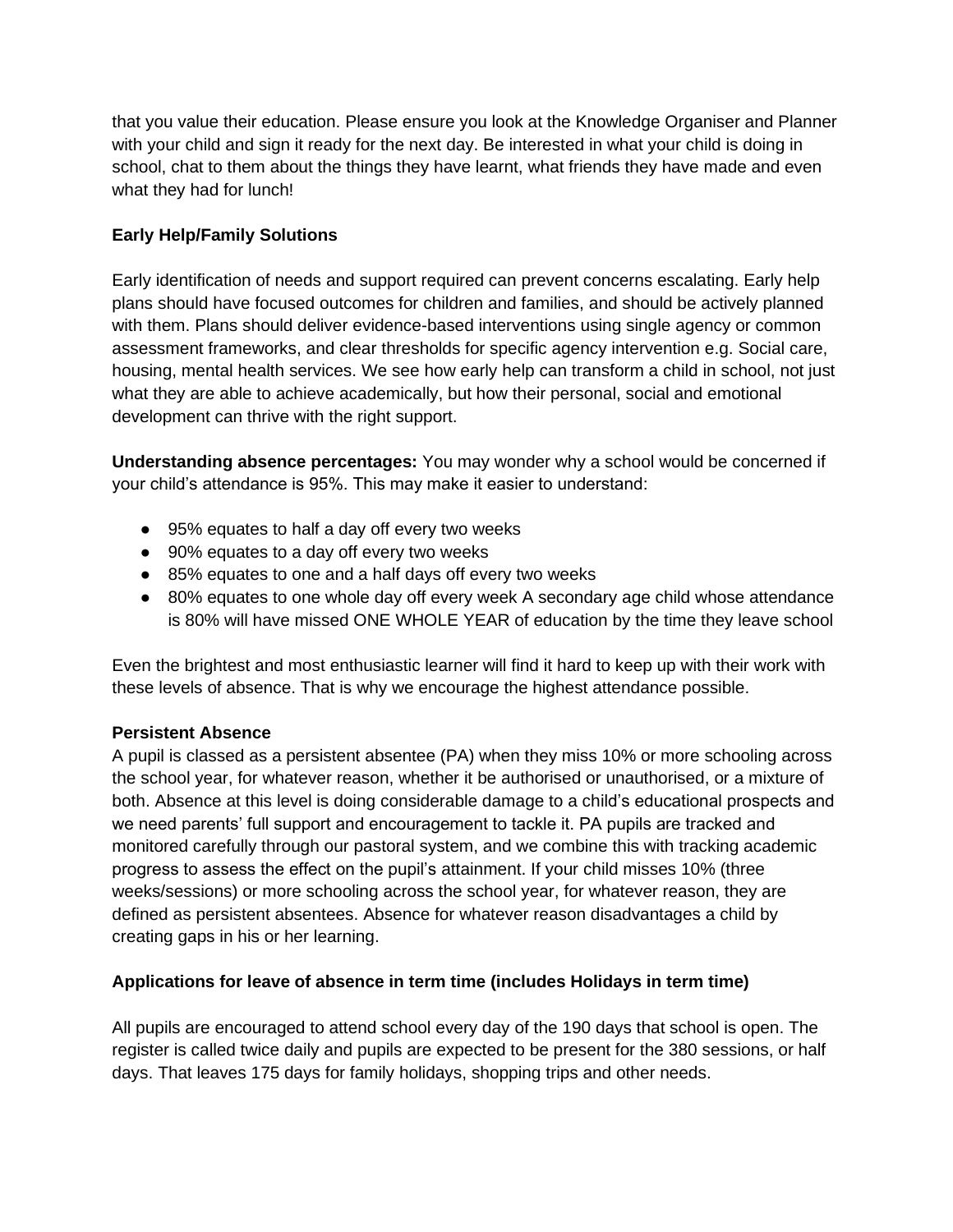that you value their education. Please ensure you look at the Knowledge Organiser and Planner with your child and sign it ready for the next day. Be interested in what your child is doing in school, chat to them about the things they have learnt, what friends they have made and even what they had for lunch!

**Early Help/Family Solutions**

Early identification of needs and support required can prevent concerns escalating. Early help plans should have focused outcomes for children and families, and should be actively planned with them. Plans should deliver evidence-based interventions using single agency or common assessment frameworks, and clear thresholds for specific agency intervention e.g. Social care, housing, mental health services. We see how early help can transform a child in school, not just what they are able to achieve academically, but how their personal, social and emotional development can thrive with the right support.

**Understanding absence percentages:** You may wonder why a school would be concerned if your child's attendance is 95%. This may make it easier to understand:

- 95% equates to half a day off every two weeks
- 90% equates to a day off every two weeks
- 85% equates to one and a half days off every two weeks
- 80% equates to one whole day off every week A secondary age child whose attendance is 80% will have missed ONE WHOLE YEAR of education by the time they leave school

Even the brightest and most enthusiastic learner will find it hard to keep up with their work with these levels of absence. That is why we encourage the highest attendance possible.

**Persistent Absence**

A pupil is classed as a persistent absentee (PA) when they miss 10% or more schooling across the school year, for whatever reason, whether it be authorised or unauthorised, or a mixture of both. Absence at this level is doing considerable damage to a child's educational prospects and we need parents' full support and encouragement to tackle it. PA pupils are tracked and monitored carefully through our pastoral system, and we combine this with tracking academic progress to assess the effect on the pupil's attainment. If your child misses 10% (three weeks/sessions) or more schooling across the school year, for whatever reason, they are defined as persistent absentees. Absence for whatever reason disadvantages a child by creating gaps in his or her learning.

**Applications for leave of absence in term time (includes Holidays in term time)**

All pupils are encouraged to attend school every day of the 190 days that school is open. The register is called twice daily and pupils are expected to be present for the 380 sessions, or half days. That leaves 175 days for family holidays, shopping trips and other needs.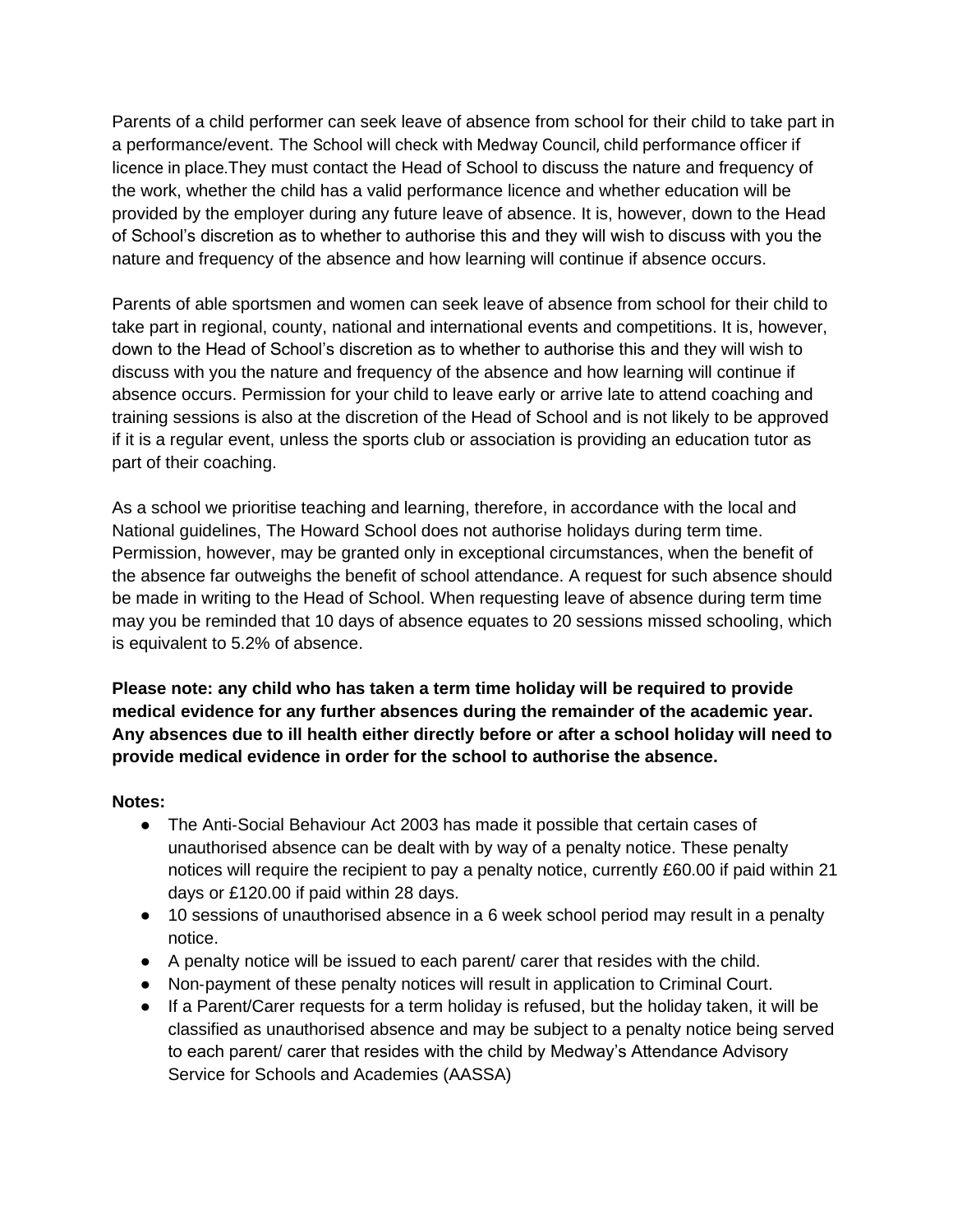Parents of a child performer can seek leave of absence from school for their child to take part in a performance/event. The School will check with Medway Council, child performance officer if licence in place.They must contact the Head of School to discuss the nature and frequency of the work, whether the child has a valid performance licence and whether education will be provided by the employer during any future leave of absence. It is, however, down to the Head of School's discretion as to whether to authorise this and they will wish to discuss with you the nature and frequency of the absence and how learning will continue if absence occurs.

Parents of able sportsmen and women can seek leave of absence from school for their child to take part in regional, county, national and international events and competitions. It is, however, down to the Head of School's discretion as to whether to authorise this and they will wish to discuss with you the nature and frequency of the absence and how learning will continue if absence occurs. Permission for your child to leave early or arrive late to attend coaching and training sessions is also at the discretion of the Head of School and is not likely to be approved if it is a regular event, unless the sports club or association is providing an education tutor as part of their coaching.

As a school we prioritise teaching and learning, therefore, in accordance with the local and National guidelines, The Howard School does not authorise holidays during term time. Permission, however, may be granted only in exceptional circumstances, when the benefit of the absence far outweighs the benefit of school attendance. A request for such absence should be made in writing to the Head of School. When requesting leave of absence during term time may you be reminded that 10 days of absence equates to 20 sessions missed schooling, which is equivalent to 5.2% of absence.

**Please note: any child who has taken a term time holiday will be required to provide medical evidence for any further absences during the remainder of the academic year. Any absences due to ill health either directly before or after a school holiday will need to provide medical evidence in order for the school to authorise the absence.**

**Notes:**

- The Anti-Social Behaviour Act 2003 has made it possible that certain cases of unauthorised absence can be dealt with by way of a penalty notice. These penalty notices will require the recipient to pay a penalty notice, currently £60.00 if paid within 21 days or £120.00 if paid within 28 days.
- 10 sessions of unauthorised absence in a 6 week school period may result in a penalty notice.
- A penalty notice will be issued to each parent/ carer that resides with the child.
- Non-payment of these penalty notices will result in application to Criminal Court.
- If a Parent/Carer requests for a term holiday is refused, but the holiday taken, it will be classified as unauthorised absence and may be subject to a penalty notice being served to each parent/ carer that resides with the child by Medway's Attendance Advisory Service for Schools and Academies (AASSA)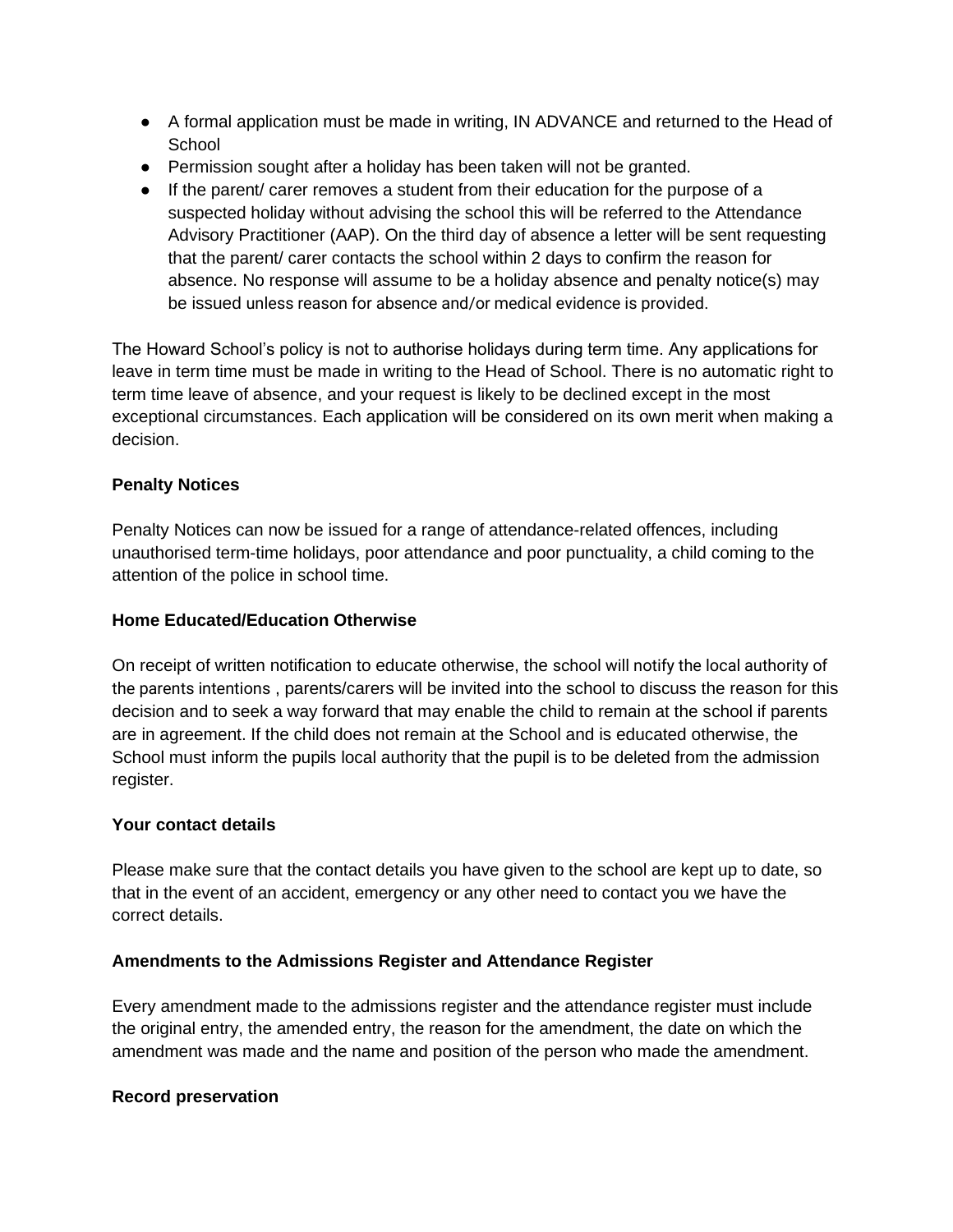- A formal application must be made in writing, IN ADVANCE and returned to the Head of School
- Permission sought after a holiday has been taken will not be granted.
- If the parent/ carer removes a student from their education for the purpose of a suspected holiday without advising the school this will be referred to the Attendance Advisory Practitioner (AAP). On the third day of absence a letter will be sent requesting that the parent/ carer contacts the school within 2 days to confirm the reason for absence. No response will assume to be a holiday absence and penalty notice(s) may be issued unless reason for absence and/or medical evidence is provided.

The Howard School's policy is not to authorise holidays during term time. Any applications for leave in term time must be made in writing to the Head of School. There is no automatic right to term time leave of absence, and your request is likely to be declined except in the most exceptional circumstances. Each application will be considered on its own merit when making a decision.

**Penalty Notices**

Penalty Notices can now be issued for a range of attendance-related offences, including unauthorised term-time holidays, poor attendance and poor punctuality, a child coming to the attention of the police in school time.

**Home Educated/Education Otherwise**

On receipt of written notification to educate otherwise, the school will notify the local authority of the parents intentions , parents/carers will be invited into the school to discuss the reason for this decision and to seek a way forward that may enable the child to remain at the school if parents are in agreement. If the child does not remain at the School and is educated otherwise, the School must inform the pupils local authority that the pupil is to be deleted from the admission register.

**Your contact details**

Please make sure that the contact details you have given to the school are kept up to date, so that in the event of an accident, emergency or any other need to contact you we have the correct details.

**Amendments to the Admissions Register and Attendance Register**

Every amendment made to the admissions register and the attendance register must include the original entry, the amended entry, the reason for the amendment, the date on which the amendment was made and the name and position of the person who made the amendment.

**Record preservation**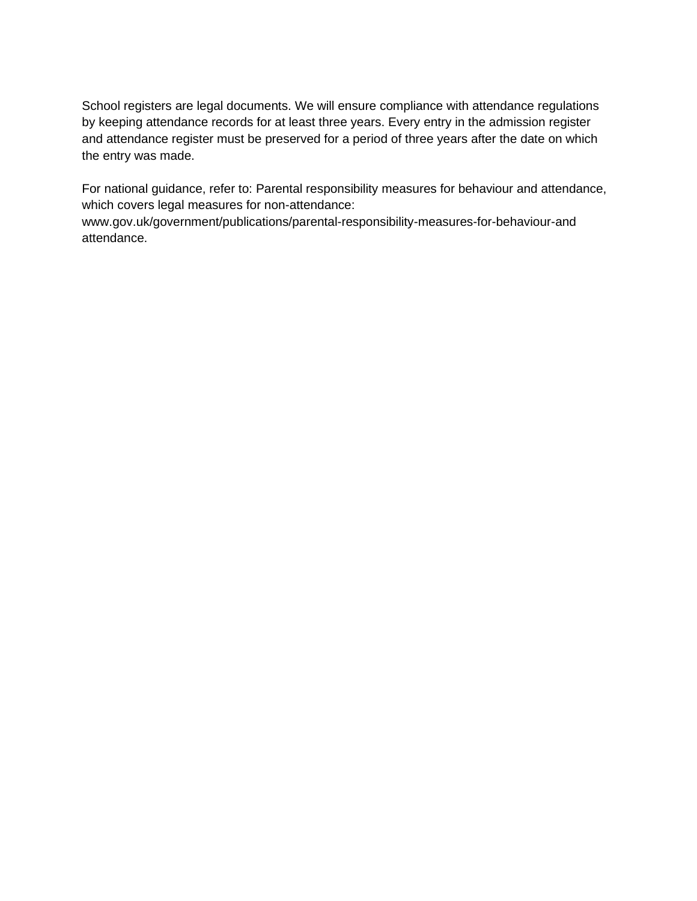School registers are legal documents. We will ensure compliance with attendance regulations by keeping attendance records for at least three years. Every entry in the admission register and attendance register must be preserved for a period of three years after the date on which the entry was made.

For national guidance, refer to: Parental responsibility measures for behaviour and attendance, which covers legal measures for non-attendance: www.gov.uk/government/publications/parental-responsibility-measures-for-behaviour-and attendance.